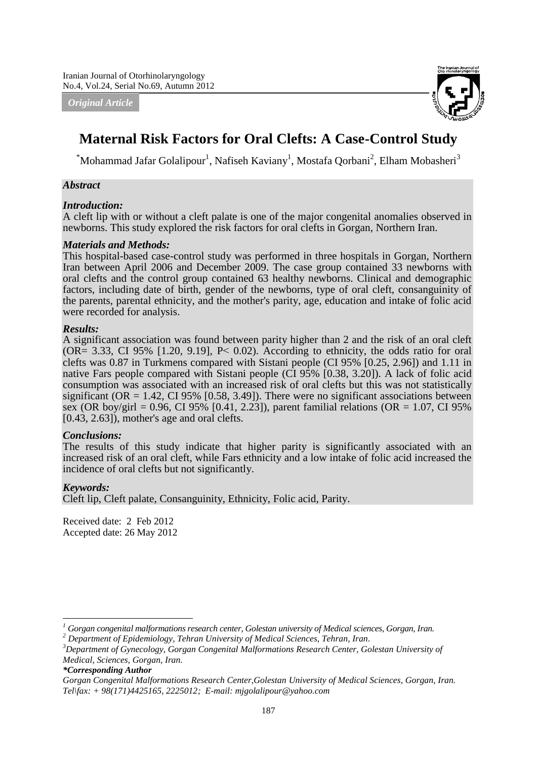*Original Article*

# Maternal Risk Factors for Oral Clefts: A Case-Control Study

*Mohammad Jafar Golalipour[1], Nafiseh Kaviany[1], Mostafa Qorbani[2], Elham Mobasheri[3]

## *Abstract*

### *Introduction:*

A cleft lip with or without a cleft palate is one of the major congenital anomalies observed in newborns. This study explored the risk factors for oral clefts in Gorgan, Northern Iran.

### *Materials and Methods:*

This hospital-based case-control study was performed in three hospitals in Gorgan, Northern Iran between April 2006 and December 2009. The case group contained 33 newborns with oral clefts and the control group contained 63 healthy newborns. Clinical and demographic factors, including date of birth, gender of the newborns, type of oral cleft, consanguinity of the parents, parental ethnicity, and the mother's parity, age, education and intake of folic acid were recorded for analysis.

### *Results:*

A significant association was found between parity higher than 2 and the risk of an oral cleft (OR= 3.33, CI 95% [1.20, 9.19], P< 0.02). According to ethnicity, the odds ratio for oral clefts was 0.87 in Turkmens compared with Sistani people (CI 95% [0.25, 2.96]) and 1.11 in native Fars people compared with Sistani people (CI 95% [0.38, 3.20]). A lack of folic acid consumption was associated with an increased risk of oral clefts but this was not statistically significant (OR = 1.42, CI 95% [0.58, 3.49]). There were no significant associations between sex (OR boy/girl = 0.96, CI 95% [0.41, 2.23]), parent familial relations (OR = 1.07, CI 95% [0.43, 2.63]), mother's age and oral clefts.

### *Conclusions:*

The results of this study indicate that higher parity is significantly associated with an increased risk of an oral cleft, while Fars ethnicity and a low intake of folic acid increased the incidence of oral clefts but not significantly.

### *Keywords:*

Cleft lip, Cleft palate, Consanguinity, Ethnicity, Folic acid, Parity.

Received date: 2 Feb 2012
Accepted date: 26 May 2012

---

*[1] Gorgan congenital malformations research center, Golestan university of Medical sciences, Gorgan, Iran.*
*[2] Department of Epidemiology, Tehran University of Medical Sciences, Tehran, Iran.*
*[3]Department of Gynecology, Gorgan Congenital Malformations Research Center, Golestan University of Medical, Sciences, Gorgan, Iran.*
***Corresponding Author***
*Gorgan Congenital Malformations Research Center,Golestan University of Medical Sciences, Gorgan, Iran. Tel\fax: + 98(171)4425165, 2225012; E-mail: mjgolalipour@yahoo.com*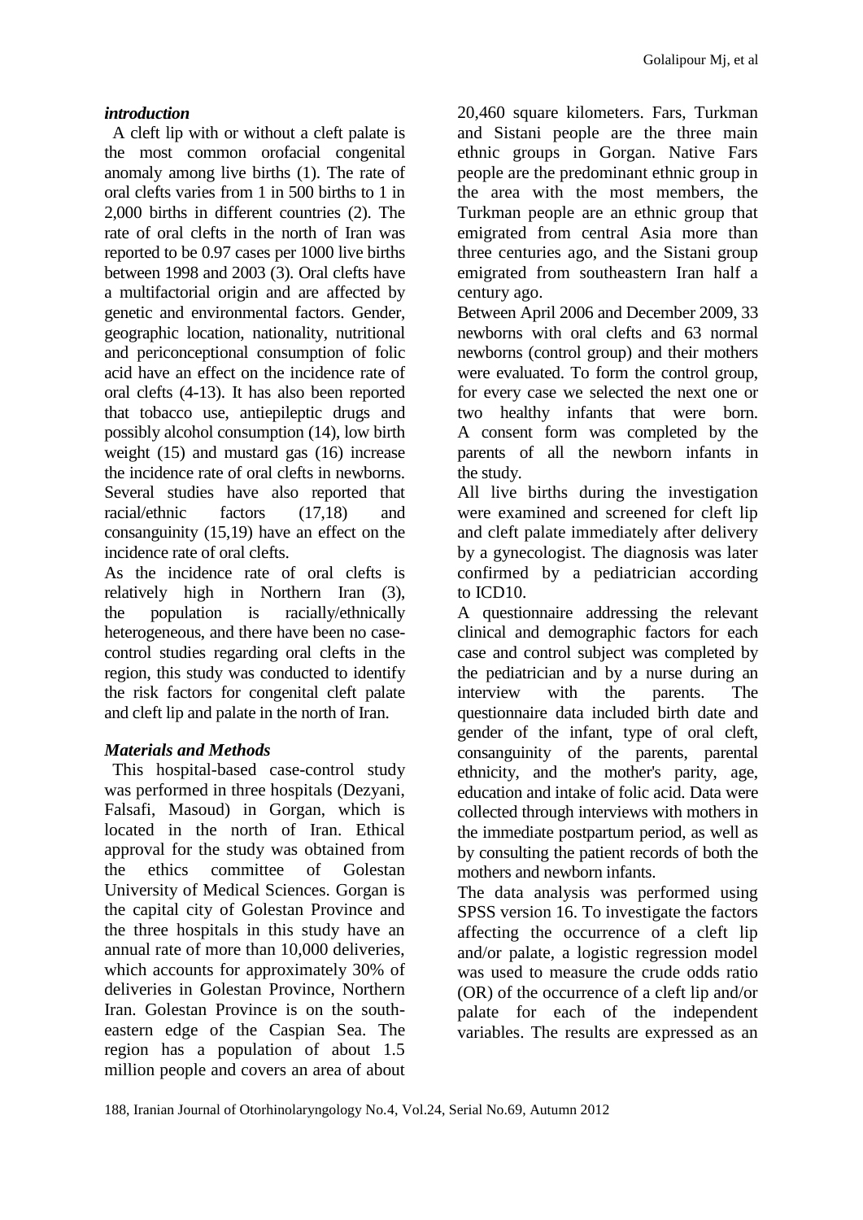## *introduction*

A cleft lip with or without a cleft palate is the most common orofacial congenital anomaly among live births (1). The rate of oral clefts varies from 1 in 500 births to 1 in 2,000 births in different countries (2). The rate of oral clefts in the north of Iran was reported to be 0.97 cases per 1000 live births between 1998 and 2003 (3). Oral clefts have a multifactorial origin and are affected by genetic and environmental factors. Gender, geographic location, nationality, nutritional and periconceptional consumption of folic acid have an effect on the incidence rate of oral clefts (4-13). It has also been reported that tobacco use, antiepileptic drugs and possibly alcohol consumption (14), low birth weight (15) and mustard gas (16) increase the incidence rate of oral clefts in newborns. Several studies have also reported that racial/ethnic factors (17,18) and consanguinity (15,19) have an effect on the incidence rate of oral clefts.

As the incidence rate of oral clefts is relatively high in Northern Iran (3), the population is racially/ethnically heterogeneous, and there have been no case-control studies regarding oral clefts in the region, this study was conducted to identify the risk factors for congenital cleft palate and cleft lip and palate in the north of Iran.

## *Materials and Methods*

This hospital-based case-control study was performed in three hospitals (Dezyani, Falsafi, Masoud) in Gorgan, which is located in the north of Iran. Ethical approval for the study was obtained from the ethics committee of Golestan University of Medical Sciences. Gorgan is the capital city of Golestan Province and the three hospitals in this study have an annual rate of more than 10,000 deliveries, which accounts for approximately 30% of deliveries in Golestan Province, Northern Iran. Golestan Province is on the south-eastern edge of the Caspian Sea. The region has a population of about 1.5 million people and covers an area of about 20,460 square kilometers. Fars, Turkman and Sistani people are the three main ethnic groups in Gorgan. Native Fars people are the predominant ethnic group in the area with the most members, the Turkman people are an ethnic group that emigrated from central Asia more than three centuries ago, and the Sistani group emigrated from southeastern Iran half a century ago.

Between April 2006 and December 2009, 33 newborns with oral clefts and 63 normal newborns (control group) and their mothers were evaluated. To form the control group, for every case we selected the next one or two healthy infants that were born. A consent form was completed by the parents of all the newborn infants in the study.

All live births during the investigation were examined and screened for cleft lip and cleft palate immediately after delivery by a gynecologist. The diagnosis was later confirmed by a pediatrician according to ICD10.

A questionnaire addressing the relevant clinical and demographic factors for each case and control subject was completed by the pediatrician and by a nurse during an interview with the parents. The questionnaire data included birth date and gender of the infant, type of oral cleft, consanguinity of the parents, parental ethnicity, and the mother's parity, age, education and intake of folic acid. Data were collected through interviews with mothers in the immediate postpartum period, as well as by consulting the patient records of both the mothers and newborn infants.

The data analysis was performed using SPSS version 16. To investigate the factors affecting the occurrence of a cleft lip and/or palate, a logistic regression model was used to measure the crude odds ratio (OR) of the occurrence of a cleft lip and/or palate for each of the independent variables. The results are expressed as an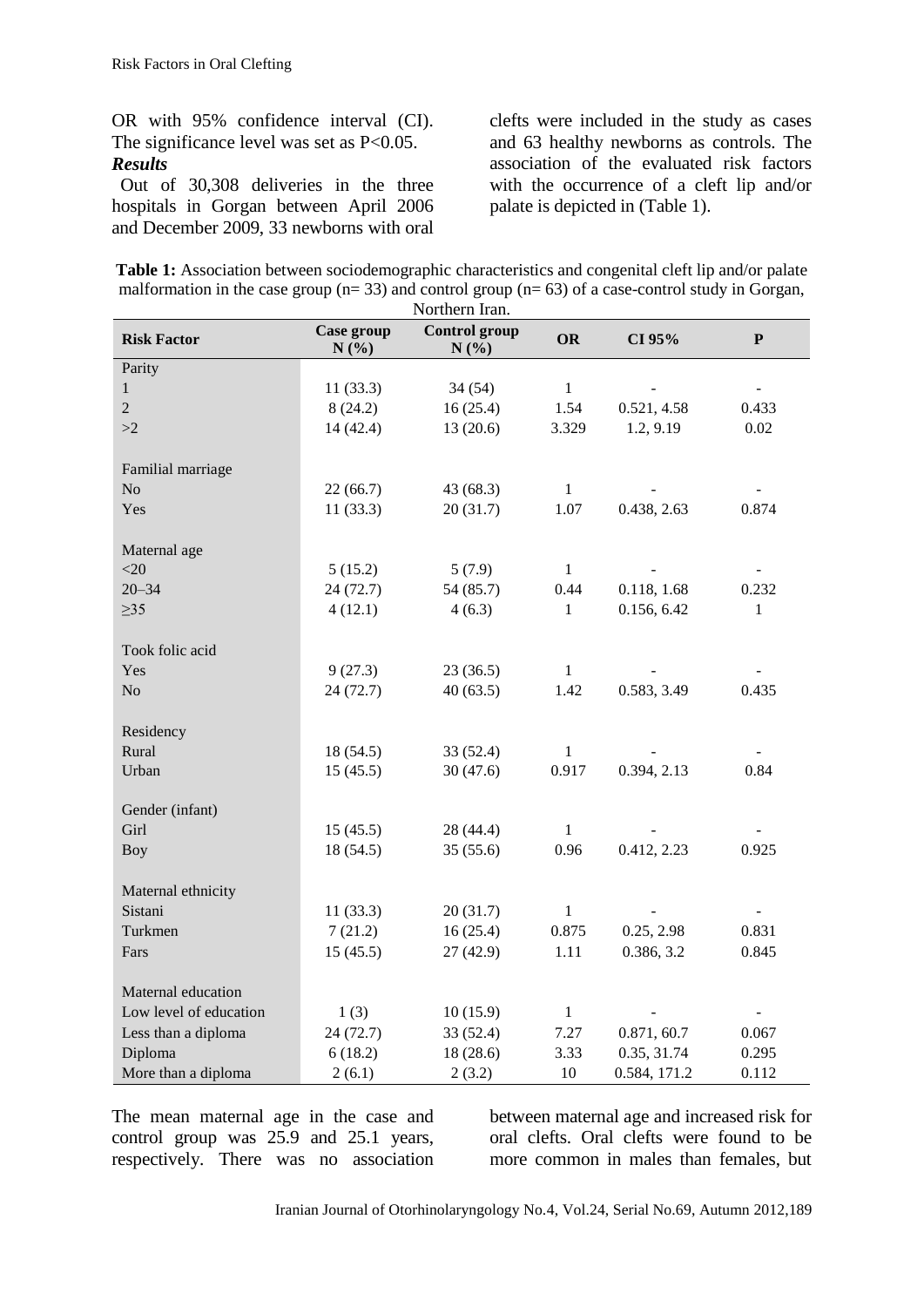OR with 95% confidence interval (CI). The significance level was set as $P<0.05$.

***Results***

Out of 30,308 deliveries in the three hospitals in Gorgan between April 2006 and December 2009, 33 newborns with oral clefts were included in the study as cases and 63 healthy newborns as controls. The association of the evaluated risk factors with the occurrence of a cleft lip and/or palate is depicted in (Table 1).

**Table 1:** Association between sociodemographic characteristics and congenital cleft lip and/or palate malformation in the case group (n= 33) and control group (n= 63) of a case-control study in Gorgan, Northern Iran.

| Risk Factor | Case group N (%) | Control group N (%) | OR | CI 95% | P |
|---|---|---|---|---|---|
| Parity | | | | | |
| 1 | 11 (33.3) | 34 (54) | 1 | - | - |
| 2 | 8 (24.2) | 16 (25.4) | 1.54 | 0.521, 4.58 | 0.433 |
| >2 | 14 (42.4) | 13 (20.6) | 3.329 | 1.2, 9.19 | 0.02 |
| Familial marriage | | | | | |
| No | 22 (66.7) | 43 (68.3) | 1 | - | - |
| Yes | 11 (33.3) | 20 (31.7) | 1.07 | 0.438, 2.63 | 0.874 |
| Maternal age | | | | | |
| <20 | 5 (15.2) | 5 (7.9) | 1 | - | - |
| 20–34 | 24 (72.7) | 54 (85.7) | 0.44 | 0.118, 1.68 | 0.232 |
| ≥35 | 4 (12.1) | 4 (6.3) | 1 | 0.156, 6.42 | 1 |
| Took folic acid | | | | | |
| Yes | 9 (27.3) | 23 (36.5) | 1 | - | - |
| No | 24 (72.7) | 40 (63.5) | 1.42 | 0.583, 3.49 | 0.435 |
| Residency | | | | | |
| Rural | 18 (54.5) | 33 (52.4) | 1 | - | - |
| Urban | 15 (45.5) | 30 (47.6) | 0.917 | 0.394, 2.13 | 0.84 |
| Gender (infant) | | | | | |
| Girl | 15 (45.5) | 28 (44.4) | 1 | - | - |
| Boy | 18 (54.5) | 35 (55.6) | 0.96 | 0.412, 2.23 | 0.925 |
| Maternal ethnicity | | | | | |
| Sistani | 11 (33.3) | 20 (31.7) | 1 | - | - |
| Turkmen | 7 (21.2) | 16 (25.4) | 0.875 | 0.25, 2.98 | 0.831 |
| Fars | 15 (45.5) | 27 (42.9) | 1.11 | 0.386, 3.2 | 0.845 |
| Maternal education | | | | | |
| Low level of education | 1 (3) | 10 (15.9) | 1 | - | - |
| Less than a diploma | 24 (72.7) | 33 (52.4) | 7.27 | 0.871, 60.7 | 0.067 |
| Diploma | 6 (18.2) | 18 (28.6) | 3.33 | 0.35, 31.74 | 0.295 |
| More than a diploma | 2 (6.1) | 2 (3.2) | 10 | 0.584, 171.2 | 0.112 |

The mean maternal age in the case and control group was 25.9 and 25.1 years, respectively. There was no association between maternal age and increased risk for oral clefts. Oral clefts were found to be more common in males than females, but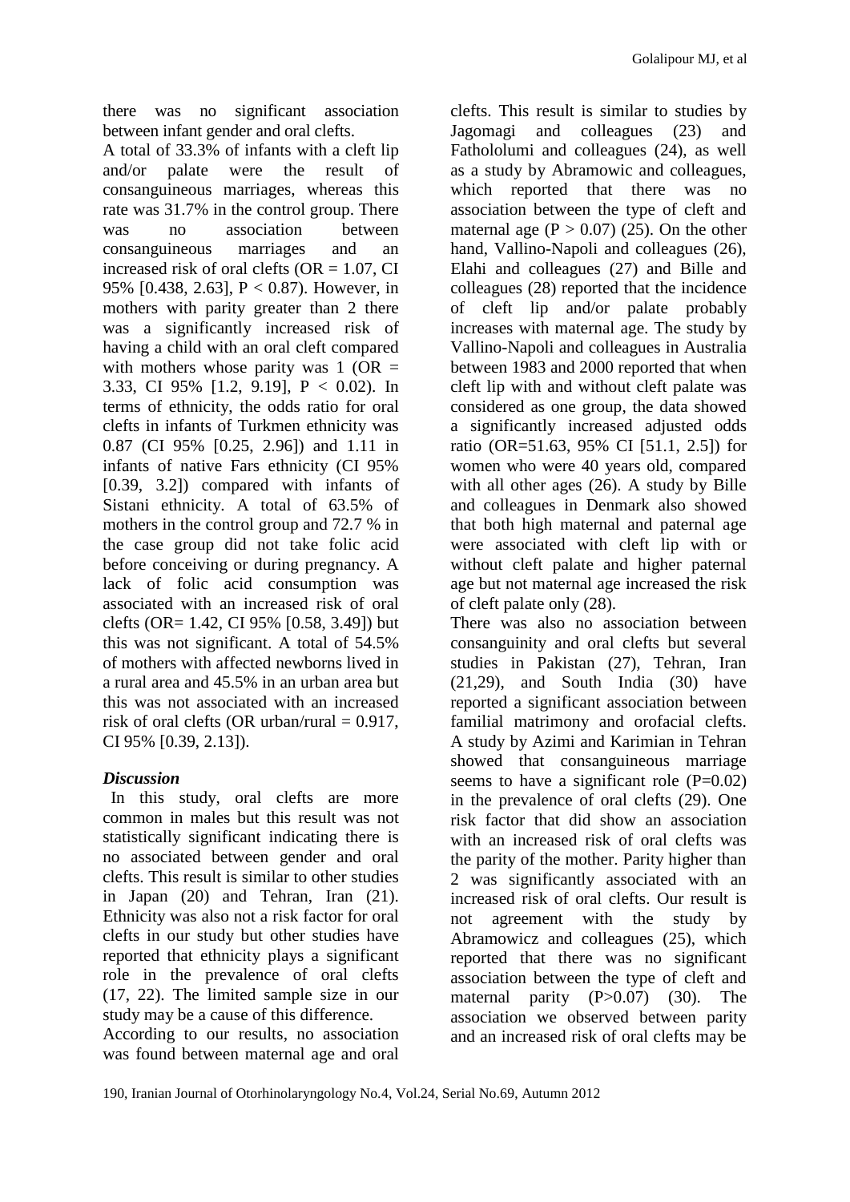there was no significant association between infant gender and oral clefts.

A total of 33.3% of infants with a cleft lip and/or palate were the result of consanguineous marriages, whereas this rate was 31.7% in the control group. There was no association between consanguineous marriages and an increased risk of oral clefts (OR = 1.07, CI 95% [0.438, 2.63], P < 0.87). However, in mothers with parity greater than 2 there was a significantly increased risk of having a child with an oral cleft compared with mothers whose parity was 1 (OR = 3.33, CI 95% [1.2, 9.19], P < 0.02). In terms of ethnicity, the odds ratio for oral clefts in infants of Turkmen ethnicity was 0.87 (CI 95% [0.25, 2.96]) and 1.11 in infants of native Fars ethnicity (CI 95% [0.39, 3.2]) compared with infants of Sistani ethnicity. A total of 63.5% of mothers in the control group and 72.7 % in the case group did not take folic acid before conceiving or during pregnancy. A lack of folic acid consumption was associated with an increased risk of oral clefts (OR= 1.42, CI 95% [0.58, 3.49]) but this was not significant. A total of 54.5% of mothers with affected newborns lived in a rural area and 45.5% in an urban area but this was not associated with an increased risk of oral clefts (OR urban/rural = 0.917, CI 95% [0.39, 2.13]).

### *Discussion*

In this study, oral clefts are more common in males but this result was not statistically significant indicating there is no associated between gender and oral clefts. This result is similar to other studies in Japan (20) and Tehran, Iran (21). Ethnicity was also not a risk factor for oral clefts in our study but other studies have reported that ethnicity plays a significant role in the prevalence of oral clefts (17, 22). The limited sample size in our study may be a cause of this difference.

According to our results, no association was found between maternal age and oral clefts. This result is similar to studies by Jagomagi and colleagues (23) and Fathololumi and colleagues (24), as well as a study by Abramowic and colleagues, which reported that there was no association between the type of cleft and maternal age (P > 0.07) (25). On the other hand, Vallino-Napoli and colleagues (26), Elahi and colleagues (27) and Bille and colleagues (28) reported that the incidence of cleft lip and/or palate probably increases with maternal age. The study by Vallino-Napoli and colleagues in Australia between 1983 and 2000 reported that when cleft lip with and without cleft palate was considered as one group, the data showed a significantly increased adjusted odds ratio (OR=51.63, 95% CI [51.1, 2.5]) for women who were 40 years old, compared with all other ages (26). A study by Bille and colleagues in Denmark also showed that both high maternal and paternal age were associated with cleft lip with or without cleft palate and higher paternal age but not maternal age increased the risk of cleft palate only (28).

There was also no association between consanguinity and oral clefts but several studies in Pakistan (27), Tehran, Iran (21,29), and South India (30) have reported a significant association between familial matrimony and orofacial clefts. A study by Azimi and Karimian in Tehran showed that consanguineous marriage seems to have a significant role (P=0.02) in the prevalence of oral clefts (29). One risk factor that did show an association with an increased risk of oral clefts was the parity of the mother. Parity higher than 2 was significantly associated with an increased risk of oral clefts. Our result is not agreement with the study by Abramowicz and colleagues (25), which reported that there was no significant association between the type of cleft and maternal parity (P>0.07) (30). The association we observed between parity and an increased risk of oral clefts may be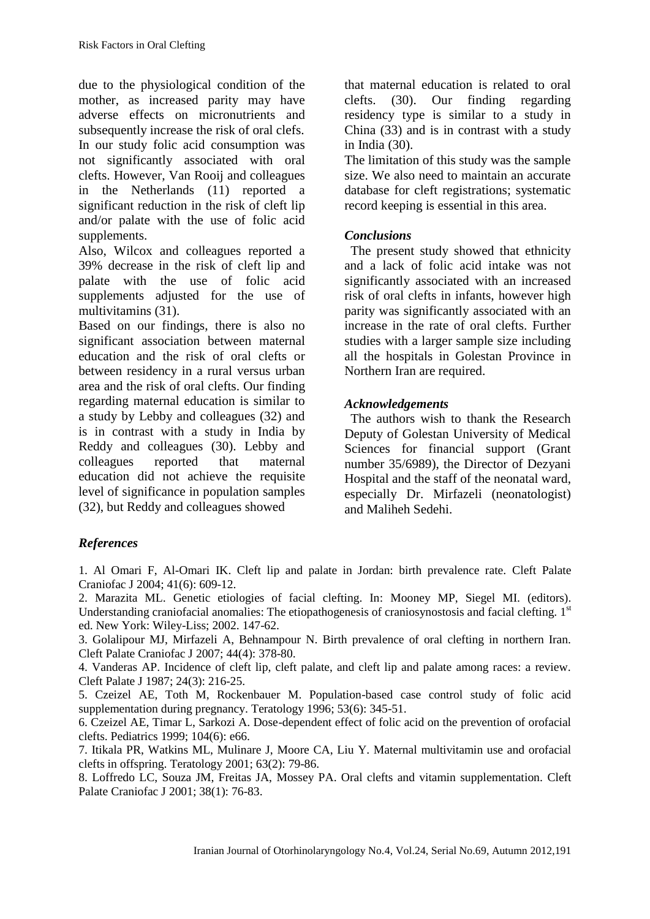due to the physiological condition of the mother, as increased parity may have adverse effects on micronutrients and subsequently increase the risk of oral clefs. In our study folic acid consumption was not significantly associated with oral clefts. However, Van Rooij and colleagues in the Netherlands (11) reported a significant reduction in the risk of cleft lip and/or palate with the use of folic acid supplements.

Also, Wilcox and colleagues reported a 39% decrease in the risk of cleft lip and palate with the use of folic acid supplements adjusted for the use of multivitamins (31).

Based on our findings, there is also no significant association between maternal education and the risk of oral clefts or between residency in a rural versus urban area and the risk of oral clefts. Our finding regarding maternal education is similar to a study by Lebby and colleagues (32) and is in contrast with a study in India by Reddy and colleagues (30). Lebby and colleagues reported that maternal education did not achieve the requisite level of significance in population samples (32), but Reddy and colleagues showed that maternal education is related to oral clefts. (30). Our finding regarding residency type is similar to a study in China (33) and is in contrast with a study in India (30).

The limitation of this study was the sample size. We also need to maintain an accurate database for cleft registrations; systematic record keeping is essential in this area.

### *Conclusions*

The present study showed that ethnicity and a lack of folic acid intake was not significantly associated with an increased risk of oral clefts in infants, however high parity was significantly associated with an increase in the rate of oral clefts. Further studies with a larger sample size including all the hospitals in Golestan Province in Northern Iran are required.

### *Acknowledgements*

The authors wish to thank the Research Deputy of Golestan University of Medical Sciences for financial support (Grant number 35/6989), the Director of Dezyani Hospital and the staff of the neonatal ward, especially Dr. Mirfazeli (neonatologist) and Maliheh Sedehi.

### *References*

1. Al Omari F, Al-Omari IK. Cleft lip and palate in Jordan: birth prevalence rate. Cleft Palate Craniofac J 2004; 41(6): 609-12.
2. Marazita ML. Genetic etiologies of facial clefting. In: Mooney MP, Siegel MI. (editors). Understanding craniofacial anomalies: The etiopathogenesis of craniosynostosis and facial clefting. 1st ed. New York: Wiley-Liss; 2002. 147-62.
3. Golalipour MJ, Mirfazeli A, Behnampour N. Birth prevalence of oral clefting in northern Iran. Cleft Palate Craniofac J 2007; 44(4): 378-80.
4. Vanderas AP. Incidence of cleft lip, cleft palate, and cleft lip and palate among races: a review. Cleft Palate J 1987; 24(3): 216-25.
5. Czeizel AE, Toth M, Rockenbauer M. Population-based case control study of folic acid supplementation during pregnancy. Teratology 1996; 53(6): 345-51.
6. Czeizel AE, Timar L, Sarkozi A. Dose-dependent effect of folic acid on the prevention of orofacial clefts. Pediatrics 1999; 104(6): e66.
7. Itikala PR, Watkins ML, Mulinare J, Moore CA, Liu Y. Maternal multivitamin use and orofacial clefts in offspring. Teratology 2001; 63(2): 79-86.
8. Loffredo LC, Souza JM, Freitas JA, Mossey PA. Oral clefts and vitamin supplementation. Cleft Palate Craniofac J 2001; 38(1): 76-83.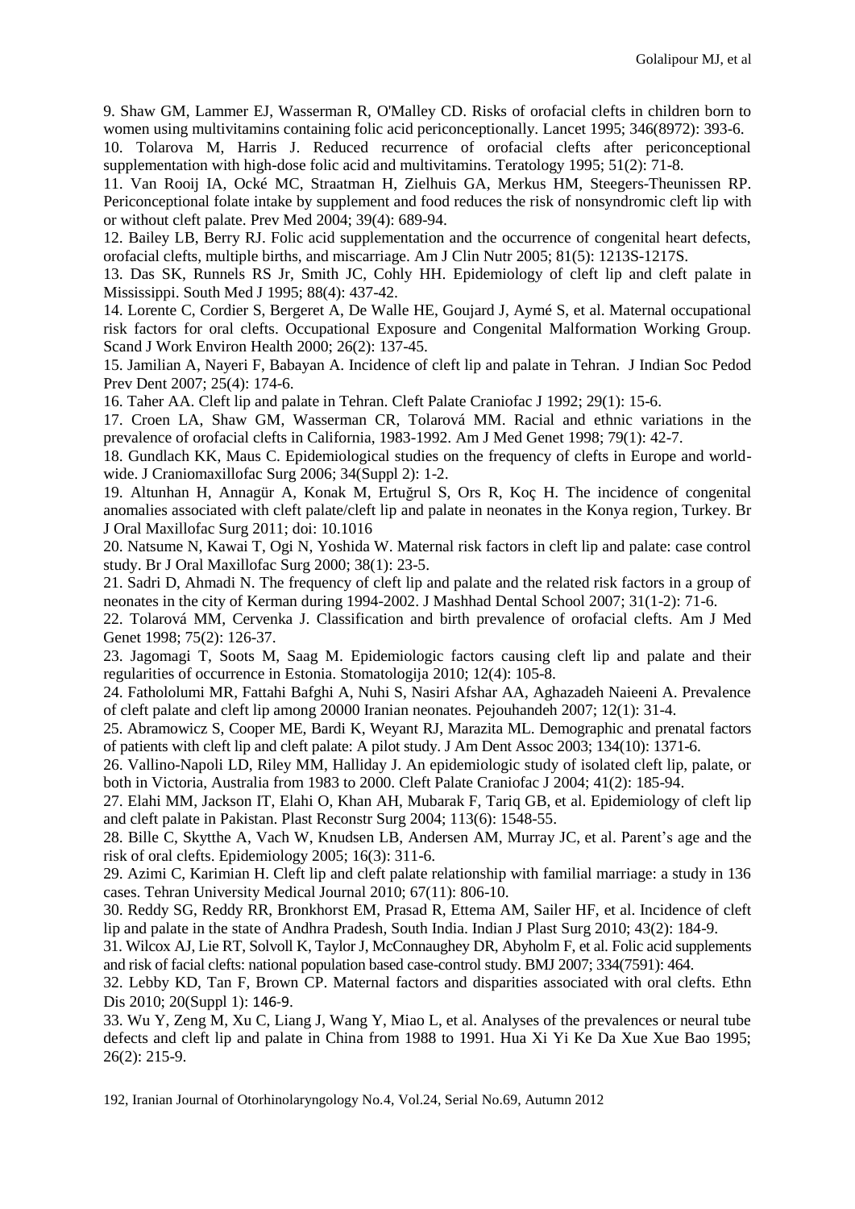9. Shaw GM, Lammer EJ, Wasserman R, O'Malley CD. Risks of orofacial clefts in children born to women using multivitamins containing folic acid periconceptionally. Lancet 1995; 346(8972): 393-6.

10. Tolarova M, Harris J. Reduced recurrence of orofacial clefts after periconceptional supplementation with high-dose folic acid and multivitamins. Teratology 1995; 51(2): 71-8.

11. Van Rooij IA, Ocké MC, Straatman H, Zielhuis GA, Merkus HM, Steegers-Theunissen RP. Periconceptional folate intake by supplement and food reduces the risk of nonsyndromic cleft lip with or without cleft palate. Prev Med 2004; 39(4): 689-94.

12. Bailey LB, Berry RJ. Folic acid supplementation and the occurrence of congenital heart defects, orofacial clefts, multiple births, and miscarriage. Am J Clin Nutr 2005; 81(5): 1213S-1217S.

13. Das SK, Runnels RS Jr, Smith JC, Cohly HH. Epidemiology of cleft lip and cleft palate in Mississippi. South Med J 1995; 88(4): 437-42.

14. Lorente C, Cordier S, Bergeret A, De Walle HE, Goujard J, Aymé S, et al. Maternal occupational risk factors for oral clefts. Occupational Exposure and Congenital Malformation Working Group. Scand J Work Environ Health 2000; 26(2): 137-45.

15. Jamilian A, Nayeri F, Babayan A. Incidence of cleft lip and palate in Tehran. J Indian Soc Pedod Prev Dent 2007; 25(4): 174-6.

16. Taher AA. Cleft lip and palate in Tehran. Cleft Palate Craniofac J 1992; 29(1): 15-6.

17. Croen LA, Shaw GM, Wasserman CR, Tolarová MM. Racial and ethnic variations in the prevalence of orofacial clefts in California, 1983-1992. Am J Med Genet 1998; 79(1): 42-7.

18. Gundlach KK, Maus C. Epidemiological studies on the frequency of clefts in Europe and world-wide. J Craniomaxillofac Surg 2006; 34(Suppl 2): 1-2.

19. Altunhan H, Annagür A, Konak M, Ertuğrul S, Ors R, Koç H. The incidence of congenital anomalies associated with cleft palate/cleft lip and palate in neonates in the Konya region, Turkey. Br J Oral Maxillofac Surg 2011; doi: 10.1016

20. Natsume N, Kawai T, Ogi N, Yoshida W. Maternal risk factors in cleft lip and palate: case control study. Br J Oral Maxillofac Surg 2000; 38(1): 23-5.

21. Sadri D, Ahmadi N. The frequency of cleft lip and palate and the related risk factors in a group of neonates in the city of Kerman during 1994-2002. J Mashhad Dental School 2007; 31(1-2): 71-6.

22. Tolarová MM, Cervenka J. Classification and birth prevalence of orofacial clefts. Am J Med Genet 1998; 75(2): 126-37.

23. Jagomagi T, Soots M, Saag M. Epidemiologic factors causing cleft lip and palate and their regularities of occurrence in Estonia. Stomatologija 2010; 12(4): 105-8.

24. Fathololumi MR, Fattahi Bafghi A, Nuhi S, Nasiri Afshar AA, Aghazadeh Naieeni A. Prevalence of cleft palate and cleft lip among 20000 Iranian neonates. Pejouhandeh 2007; 12(1): 31-4.

25. Abramowicz S, Cooper ME, Bardi K, Weyant RJ, Marazita ML. Demographic and prenatal factors of patients with cleft lip and cleft palate: A pilot study. J Am Dent Assoc 2003; 134(10): 1371-6.

26. Vallino-Napoli LD, Riley MM, Halliday J. An epidemiologic study of isolated cleft lip, palate, or both in Victoria, Australia from 1983 to 2000. Cleft Palate Craniofac J 2004; 41(2): 185-94.

27. Elahi MM, Jackson IT, Elahi O, Khan AH, Mubarak F, Tariq GB, et al. Epidemiology of cleft lip and cleft palate in Pakistan. Plast Reconstr Surg 2004; 113(6): 1548-55.

28. Bille C, Skytthe A, Vach W, Knudsen LB, Andersen AM, Murray JC, et al. Parent's age and the risk of oral clefts. Epidemiology 2005; 16(3): 311-6.

29. Azimi C, Karimian H. Cleft lip and cleft palate relationship with familial marriage: a study in 136 cases. Tehran University Medical Journal 2010; 67(11): 806-10.

30. Reddy SG, Reddy RR, Bronkhorst EM, Prasad R, Ettema AM, Sailer HF, et al. Incidence of cleft lip and palate in the state of Andhra Pradesh, South India. Indian J Plast Surg 2010; 43(2): 184-9.

31. Wilcox AJ, Lie RT, Solvoll K, Taylor J, McConnaughey DR, Abyholm F, et al. Folic acid supplements and risk of facial clefts: national population based case-control study. BMJ 2007; 334(7591): 464.

32. Lebby KD, Tan F, Brown CP. Maternal factors and disparities associated with oral clefts. Ethn Dis 2010; 20(Suppl 1): 146-9.

33. Wu Y, Zeng M, Xu C, Liang J, Wang Y, Miao L, et al. Analyses of the prevalences or neural tube defects and cleft lip and palate in China from 1988 to 1991. Hua Xi Yi Ke Da Xue Xue Bao 1995; 26(2): 215-9.